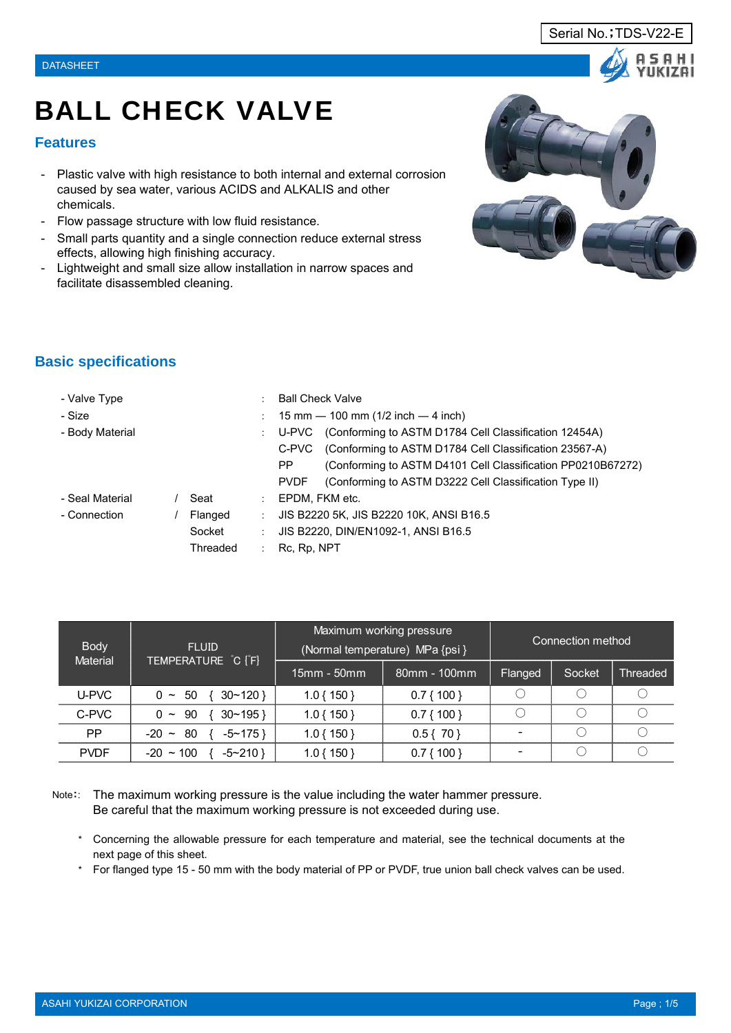Serial No.；TDS-V22-E

DATASHEET

# BALL CHECK VALVE

## Features

- Plastic valve with high resistance to both internal and external corrosion caused by sea water, various ACIDS and ALKALIS and other chemicals.
- Flow passage structure with low fluid resistance.
- Small parts quantity and a single connection reduce external stress effects, allowing high finishing accuracy.
- Lightweight and small size allow installation in narrow spaces and facilitate disassembled cleaning.

## Basic specifications

| | | | |
|---|---|---|---|
| - Valve Type | | : | Ball Check Valve |
| - Size | | : | 15 mm — 100 mm (1/2 inch — 4 inch) |
| - Body Material | | : | U-PVC (Conforming to ASTM D1784 Cell Classification 12454A) |
| | | | C-PVC (Conforming to ASTM D1784 Cell Classification 23567-A) |
| | | | PP (Conforming to ASTM D4101 Cell Classification PP0210B67272) |
| | | | PVDF (Conforming to ASTM D3222 Cell Classification Type II) |
| - Seal Material | / Seat | : | EPDM, FKM etc. |
| - Connection | / Flanged | : | JIS B2220 5K, JIS B2220 10K, ANSI B16.5 |
| | Socket | : | JIS B2220, DIN/EN1092-1, ANSI B16.5 |
| | Threaded | : | Rc, Rp, NPT |

| Body Material | FLUID TEMPERATURE ℃ {F} | Maximum working pressure (Normal temperature) MPa {psi} | | Connection method | | |
|---|---|---|---|---|---|---|
| | | 15mm - 50mm | 80mm - 100mm | Flanged | Socket | Threaded |
| U-PVC | 0 ~ 50 { 30~120 } | 1.0 { 150 } | 0.7 { 100 } | ○ | ○ | ○ |
| C-PVC | 0 ~ 90 { 30~195 } | 1.0 { 150 } | 0.7 { 100 } | ○ | ○ | ○ |
| PP | -20 ~ 80 { -5~175 } | 1.0 { 150 } | 0.5 { 70 } | - | ○ | ○ |
| PVDF | -20 ~ 100 { -5~210 } | 1.0 { 150 } | 0.7 { 100 } | - | ○ | ○ |

Note：: The maximum working pressure is the value including the water hammer pressure.
Be careful that the maximum working pressure is not exceeded during use.

* Concerning the allowable pressure for each temperature and material, see the technical documents at the next page of this sheet.
* For flanged type 15 - 50 mm with the body material of PP or PVDF, true union ball check valves can be used.

ASAHI YUKIZAI CORPORATION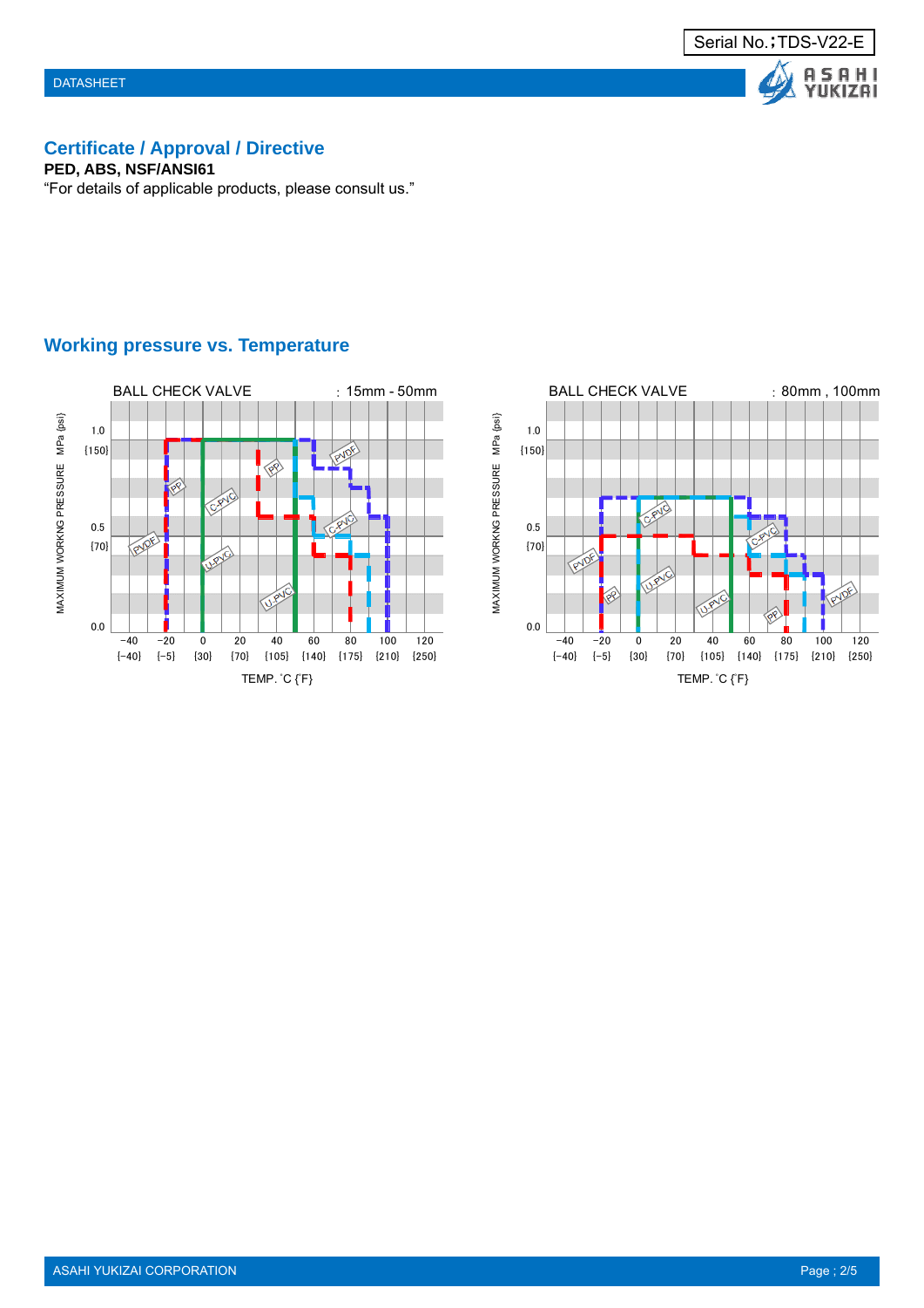## Certificate / Approval / Directive

**PED, ABS, NSF/ANSI61**

"For details of applicable products, please consult us."

## Working pressure vs. Temperature

BALL CHECK VALVE : 15mm - 50mm

BALL CHECK VALVE : 80mm , 100mm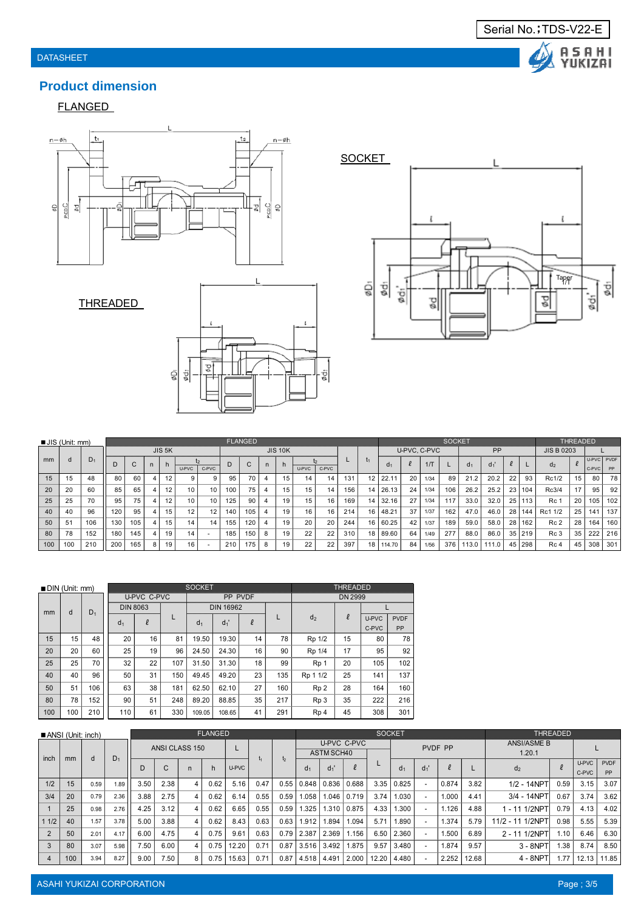Serial No.;TDS-V22-E

DATASHEET

## Product dimension

FLANGED

SOCKET

THREADED

■JIS (Unit: mm)

| mm | d | $D_1$ | FLANGED | | | | | | | | | | | | | | SOCKET | | | | | | | | THREADED | | | |
|---|---|---|---|---|---|---|---|---|---|---|---|---|---|---|---|---|---|---|---|---|---|---|---|---|---|---|---|---|
| | | | JIS 5K | | | | | | JIS 10K | | | | | | L | $t_1$ | U-PVC, C-PVC | | | | PP | | | | JIS B 0203 | | L | |
| | | | D | C | n | h | $t_2$ U-PVC | $t_2$ C-PVC | D | C | n | h | $t_2$ U-PVC | $t_2$ C-PVC | | | $d_1$ | ℓ | 1/T | L | $d_1$ | $d_1'$ | ℓ | L | $d_2$ | ℓ | U-PVC C-PVC | PVDF PP |
| 15 | 15 | 48 | 80 | 60 | 4 | 12 | 9 | 9 | 95 | 70 | 4 | 15 | 14 | 14 | 131 | 12 | 22.11 | 20 | 1/34 | 89 | 21.2 | 20.2 | 22 | 93 | Rc1/2 | 15 | 80 | 78 |
| 20 | 20 | 60 | 85 | 65 | 4 | 12 | 10 | 10 | 100 | 75 | 4 | 15 | 15 | 14 | 156 | 14 | 26.13 | 24 | 1/34 | 106 | 26.2 | 25.2 | 23 | 104 | Rc3/4 | 17 | 95 | 92 |
| 25 | 25 | 70 | 95 | 75 | 4 | 12 | 10 | 10 | 125 | 90 | 4 | 19 | 15 | 16 | 169 | 14 | 32.16 | 27 | 1/34 | 117 | 33.0 | 32.0 | 25 | 113 | Rc 1 | 20 | 105 | 102 |
| 40 | 40 | 96 | 120 | 95 | 4 | 15 | 12 | 12 | 140 | 105 | 4 | 19 | 16 | 16 | 214 | 16 | 48.21 | 37 | 1/37 | 162 | 47.0 | 46.0 | 28 | 144 | Rc1 1/2 | 25 | 141 | 137 |
| 50 | 51 | 106 | 130 | 105 | 4 | 15 | 14 | 14 | 155 | 120 | 4 | 19 | 20 | 20 | 244 | 16 | 60.25 | 42 | 1/37 | 189 | 59.0 | 58.0 | 28 | 162 | Rc 2 | 28 | 164 | 160 |
| 80 | 78 | 152 | 180 | 145 | 4 | 19 | 14 | - | 185 | 150 | 8 | 19 | 22 | 22 | 310 | 18 | 89.60 | 64 | 1/49 | 277 | 88.0 | 86.0 | 35 | 219 | Rc 3 | 35 | 222 | 216 |
| 100 | 100 | 210 | 200 | 165 | 8 | 19 | 16 | - | 210 | 175 | 8 | 19 | 22 | 22 | 397 | 18 | 114.70 | 84 | 1/56 | 376 | 113.0 | 111.0 | 45 | 298 | Rc 4 | 45 | 308 | 301 |

■DIN (Unit: mm)

| mm | d | $D_1$ | SOCKET | | | | | | | THREADED | | | |
|---|---|---|---|---|---|---|---|---|---|---|---|---|---|
| | | | U-PVC C-PVC | | | PP PVDF | | | | DN 2999 | | | |
| | | | DIN 8063 | | L | DIN 16962 | | | L | $d_2$ | ℓ | L | |
| | | | $d_1$ | ℓ | | $d_1$ | $d_1'$ | ℓ | | | | U-PVC C-PVC | PVDF PP |
| 15 | 15 | 48 | 20 | 16 | 81 | 19.50 | 19.30 | 14 | 78 | Rp 1/2 | 15 | 80 | 78 |
| 20 | 20 | 60 | 25 | 19 | 96 | 24.50 | 24.30 | 16 | 90 | Rp 1/4 | 17 | 95 | 92 |
| 25 | 25 | 70 | 32 | 22 | 107 | 31.50 | 31.30 | 18 | 99 | Rp 1 | 20 | 105 | 102 |
| 40 | 40 | 96 | 50 | 31 | 150 | 49.45 | 49.20 | 23 | 135 | Rp 1 1/2 | 25 | 141 | 137 |
| 50 | 51 | 106 | 63 | 38 | 181 | 62.50 | 62.10 | 27 | 160 | Rp 2 | 28 | 164 | 160 |
| 80 | 78 | 152 | 90 | 51 | 248 | 89.20 | 88.85 | 35 | 217 | Rp 3 | 35 | 222 | 216 |
| 100 | 100 | 210 | 110 | 61 | 330 | 109.05 | 108.65 | 41 | 291 | Rp 4 | 45 | 308 | 301 |

■ANSI (Unit: inch)

| inch | mm | d | $D_1$ | FLANGED | | | | | | | SOCKET | | | | | | | | THREADED | | | |
|---|---|---|---|---|---|---|---|---|---|---|---|---|---|---|---|---|---|---|---|---|---|---|
| | | | | ANSI CLASS 150 | | | | L | $t_1$ | $t_2$ | U-PVC C-PVC ASTM SCH40 | | | L | PVDF PP | | | | ANSI/ASME B 1.20.1 | | L | |
| | | | | D | C | n | h | U-PVC | | | $d_1$ | $d_1'$ | ℓ | | $d_1$ | $d_1'$ | ℓ | L | $d_2$ | ℓ | U-PVC C-PVC | PVDF PP |
| 1/2 | 15 | 0.59 | 1.89 | 3.50 | 2.38 | 4 | 0.62 | 5.16 | 0.47 | 0.55 | 0.848 | 0.836 | 0.688 | 3.35 | 0.825 | - | 0.874 | 3.82 | 1/2 - 14NPT | 0.59 | 3.15 | 3.07 |
| 3/4 | 20 | 0.79 | 2.36 | 3.88 | 2.75 | 4 | 0.62 | 6.14 | 0.55 | 0.59 | 1.058 | 1.046 | 0.719 | 3.74 | 1.030 | - | 1.000 | 4.41 | 3/4 - 14NPT | 0.67 | 3.74 | 3.62 |
| 1 | 25 | 0.98 | 2.76 | 4.25 | 3.12 | 4 | 0.62 | 6.65 | 0.55 | 0.59 | 1.325 | 1.310 | 0.875 | 4.33 | 1.300 | - | 1.126 | 4.88 | 1 - 11 1/2NPT | 0.79 | 4.13 | 4.02 |
| 1 1/2 | 40 | 1.57 | 3.78 | 5.00 | 3.88 | 4 | 0.62 | 8.43 | 0.63 | 0.63 | 1.912 | 1.894 | 1.094 | 5.71 | 1.890 | - | 1.374 | 5.79 | 11/2 - 11 1/2NPT | 0.98 | 5.55 | 5.39 |
| 2 | 50 | 2.01 | 4.17 | 6.00 | 4.75 | 4 | 0.75 | 9.61 | 0.63 | 0.79 | 2.387 | 2.369 | 1.156 | 6.50 | 2.360 | - | 1.500 | 6.89 | 2 - 11 1/2NPT | 1.10 | 6.46 | 6.30 |
| 3 | 80 | 3.07 | 5.98 | 7.50 | 6.00 | 4 | 0.75 | 12.20 | 0.71 | 0.87 | 3.516 | 3.492 | 1.875 | 9.57 | 3.480 | - | 1.874 | 9.57 | 3 - 8NPT | 1.38 | 8.74 | 8.50 |
| 4 | 100 | 3.94 | 8.27 | 9.00 | 7.50 | 8 | 0.75 | 15.63 | 0.71 | 0.87 | 4.518 | 4.491 | 2.000 | 12.20 | 4.480 | - | 2.252 | 12.68 | 4 - 8NPT | 1.77 | 12.13 | 11.85 |

ASAHI YUKIZAI CORPORATION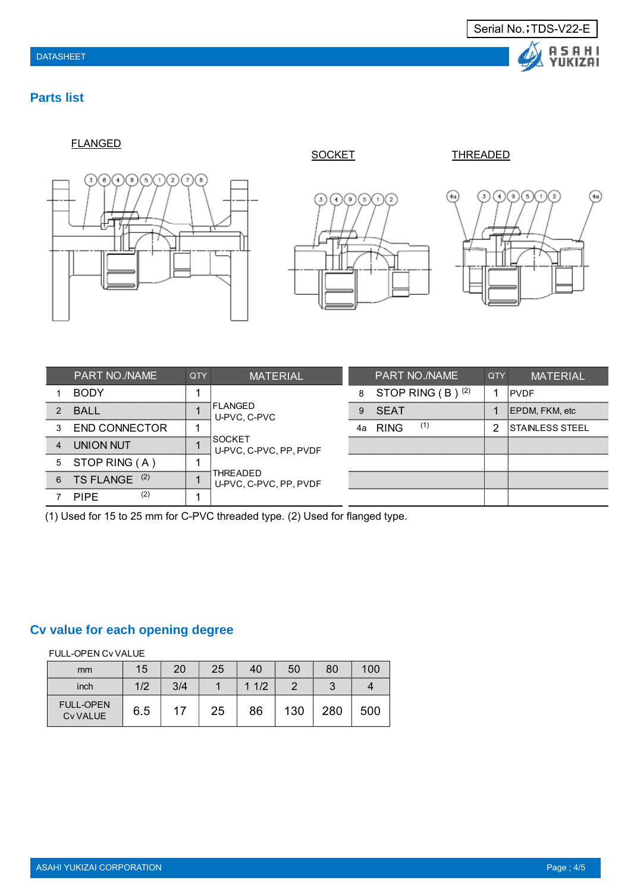## Parts list

FLANGED

SOCKET

THREADED

| PART NO./NAME | | QTY | MATERIAL |
|---|---|---|---|
| 1 | BODY | 1 | FLANGED U-PVC, C-PVC |
| 2 | BALL | 1 | |
| 3 | END CONNECTOR | 1 | |
| 4 | UNION NUT | 1 | SOCKET U-PVC, C-PVC, PP, PVDF |
| 5 | STOP RING ( A ) | 1 | |
| 6 | TS FLANGE (2) | 1 | THREADED U-PVC, C-PVC, PP, PVDF |
| 7 | PIPE (2) | 1 | |

| PART NO./NAME | | QTY | MATERIAL |
|---|---|---|---|
| 8 | STOP RING ( B ) (2) | 1 | PVDF |
| 9 | SEAT | 1 | EPDM, FKM, etc |
| 4a | RING (1) | 2 | STAINLESS STEEL |

(1) Used for 15 to 25 mm for C-PVC threaded type. (2) Used for flanged type.

## Cv value for each opening degree

FULL-OPEN Cv VALUE

| mm | 15 | 20 | 25 | 40 | 50 | 80 | 100 |
|---|---|---|---|---|---|---|---|
| inch | 1/2 | 3/4 | 1 | 1 1/2 | 2 | 3 | 4 |
| FULL-OPEN Cv VALUE | 6.5 | 17 | 25 | 86 | 130 | 280 | 500 |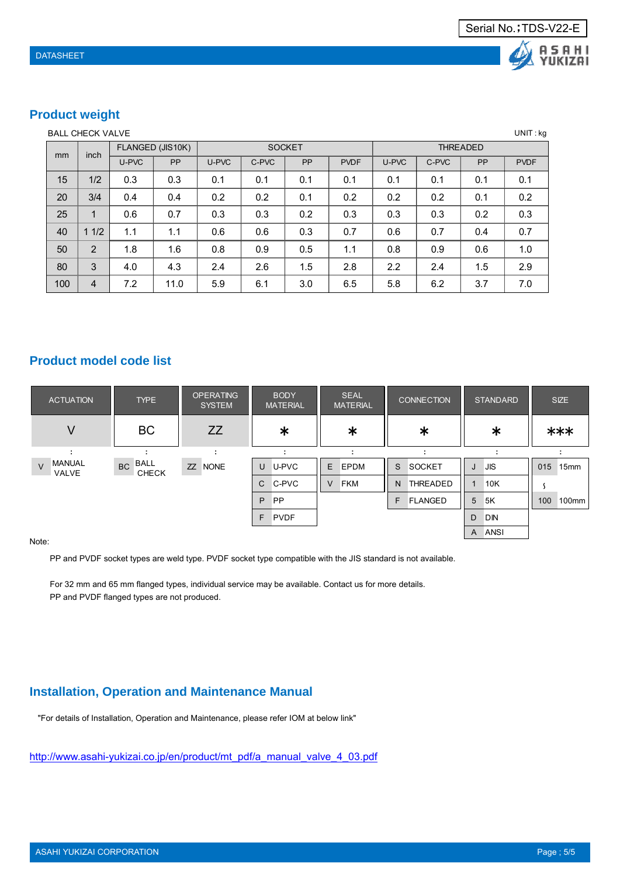## Product weight

BALL CHECK VALVE

UNIT : kg

| mm | inch | FLANGED (JIS10K) | | SOCKET | | | | THREADED | | | |
|---|---|---|---|---|---|---|---|---|---|---|---|
| | | U-PVC | PP | U-PVC | C-PVC | PP | PVDF | U-PVC | C-PVC | PP | PVDF |
| 15 | 1/2 | 0.3 | 0.3 | 0.1 | 0.1 | 0.1 | 0.1 | 0.1 | 0.1 | 0.1 | 0.1 |
| 20 | 3/4 | 0.4 | 0.4 | 0.2 | 0.2 | 0.1 | 0.2 | 0.2 | 0.2 | 0.1 | 0.2 |
| 25 | 1 | 0.6 | 0.7 | 0.3 | 0.3 | 0.2 | 0.3 | 0.3 | 0.3 | 0.2 | 0.3 |
| 40 | 1 1/2 | 1.1 | 1.1 | 0.6 | 0.6 | 0.3 | 0.7 | 0.6 | 0.7 | 0.4 | 0.7 |
| 50 | 2 | 1.8 | 1.6 | 0.8 | 0.9 | 0.5 | 1.1 | 0.8 | 0.9 | 0.6 | 1.0 |
| 80 | 3 | 4.0 | 4.3 | 2.4 | 2.6 | 1.5 | 2.8 | 2.2 | 2.4 | 1.5 | 2.9 |
| 100 | 4 | 7.2 | 11.0 | 5.9 | 6.1 | 3.0 | 6.5 | 5.8 | 6.2 | 3.7 | 7.0 |

## Product model code list

| ACTUATION | TYPE | OPERATING SYSTEM | BODY MATERIAL | SEAL MATERIAL | CONNECTION | STANDARD | SIZE |
|---|---|---|---|---|---|---|---|
| V | BC | ZZ | * | * | * | * | *** |
| V MANUAL VALVE | BC BALL CHECK | ZZ NONE | U U-PVC | E EPDM | S SOCKET | J JIS | 015 15mm |
| | | | C C-PVC | V FKM | N THREADED | 1 10K | ~ |
| | | | P PP | | F FLANGED | 5 5K | 100 100mm |
| | | | F PVDF | | | D DIN | |
| | | | | | | A ANSI | |

Note:

PP and PVDF socket types are weld type. PVDF socket type compatible with the JIS standard is not available.

For 32 mm and 65 mm flanged types, individual service may be available. Contact us for more details.
PP and PVDF flanged types are not produced.

## Installation, Operation and Maintenance Manual

"For details of Installation, Operation and Maintenance, please refer IOM at below link"

http://www.asahi-yukizai.co.jp/en/product/mt_pdf/a_manual_valve_4_03.pdf